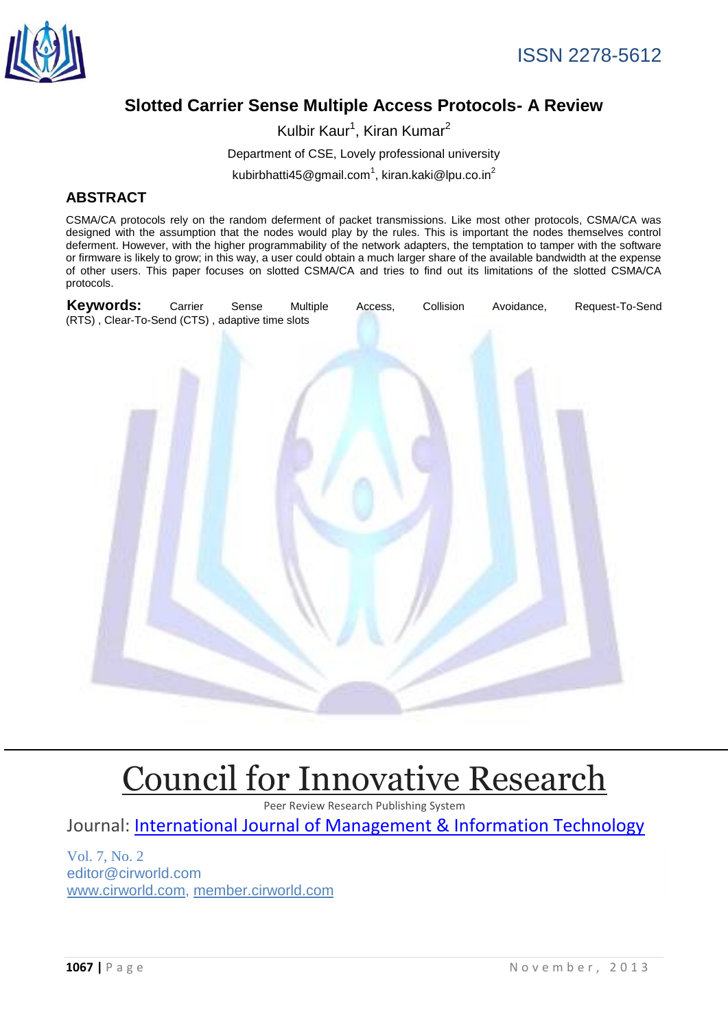ISSN 2278-5612

# Slotted Carrier Sense Multiple Access Protocols- A Review

Kulbir Kaur[1], Kiran Kumar[2]

Department of CSE, Lovely professional university

kubirbhatti45@gmail.com[1], kiran.kaki@lpu.co.in[2]

## ABSTRACT

CSMA/CA protocols rely on the random deferment of packet transmissions. Like most other protocols, CSMA/CA was designed with the assumption that the nodes would play by the rules. This is important the nodes themselves control deferment. However, with the higher programmability of the network adapters, the temptation to tamper with the software or firmware is likely to grow; in this way, a user could obtain a much larger share of the available bandwidth at the expense of other users. This paper focuses on slotted CSMA/CA and tries to find out its limitations of the slotted CSMA/CA protocols.

**Keywords:** Carrier Sense Multiple Access, Collision Avoidance, Request-To-Send (RTS) , Clear-To-Send (CTS) , adaptive time slots

# Council for Innovative Research

Peer Review Research Publishing System

Journal: International Journal of Management & Information Technology

Vol. 7, No. 2
editor@cirworld.com
www.cirworld.com, member.cirworld.com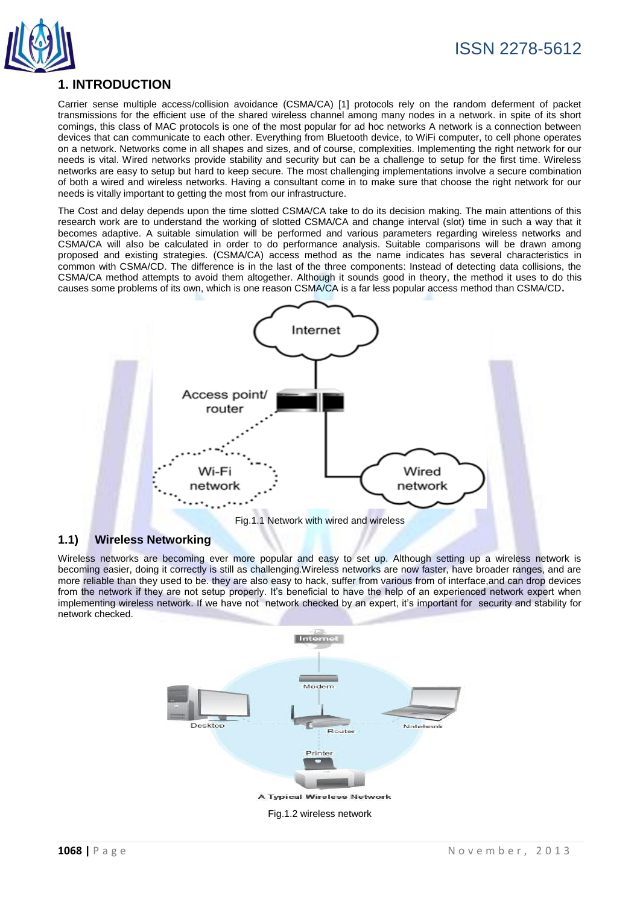## 1. INTRODUCTION

Carrier sense multiple access/collision avoidance (CSMA/CA) [1] protocols rely on the random deferment of packet transmissions for the efficient use of the shared wireless channel among many nodes in a network. in spite of its short comings, this class of MAC protocols is one of the most popular for ad hoc networks A network is a connection between devices that can communicate to each other. Everything from Bluetooth device, to WiFi computer, to cell phone operates on a network. Networks come in all shapes and sizes, and of course, complexities. Implementing the right network for our needs is vital. Wired networks provide stability and security but can be a challenge to setup for the first time. Wireless networks are easy to setup but hard to keep secure. The most challenging implementations involve a secure combination of both a wired and wireless networks. Having a consultant come in to make sure that choose the right network for our needs is vitally important to getting the most from our infrastructure.

The Cost and delay depends upon the time slotted CSMA/CA take to do its decision making. The main attentions of this research work are to understand the working of slotted CSMA/CA and change interval (slot) time in such a way that it becomes adaptive. A suitable simulation will be performed and various parameters regarding wireless networks and CSMA/CA will also be calculated in order to do performance analysis. Suitable comparisons will be drawn among proposed and existing strategies. (CSMA/CA) access method as the name indicates has several characteristics in common with CSMA/CD. The difference is in the last of the three components: Instead of detecting data collisions, the CSMA/CA method attempts to avoid them altogether. Although it sounds good in theory, the method it uses to do this causes some problems of its own, which is one reason CSMA/CA is a far less popular access method than CSMA/CD**.**

Fig.1.1 Network with wired and wireless

### 1.1) Wireless Networking

Wireless networks are becoming ever more popular and easy to set up. Although setting up a wireless network is becoming easier, doing it correctly is still as challenging.Wireless networks are now faster, have broader ranges, and are more reliable than they used to be. they are also easy to hack, suffer from various from of interface,and can drop devices from the network if they are not setup properly. It's beneficial to have the help of an experienced network expert when implementing wireless network. If we have not network checked by an expert, it's important for security and stability for network checked.

Fig.1.2 wireless network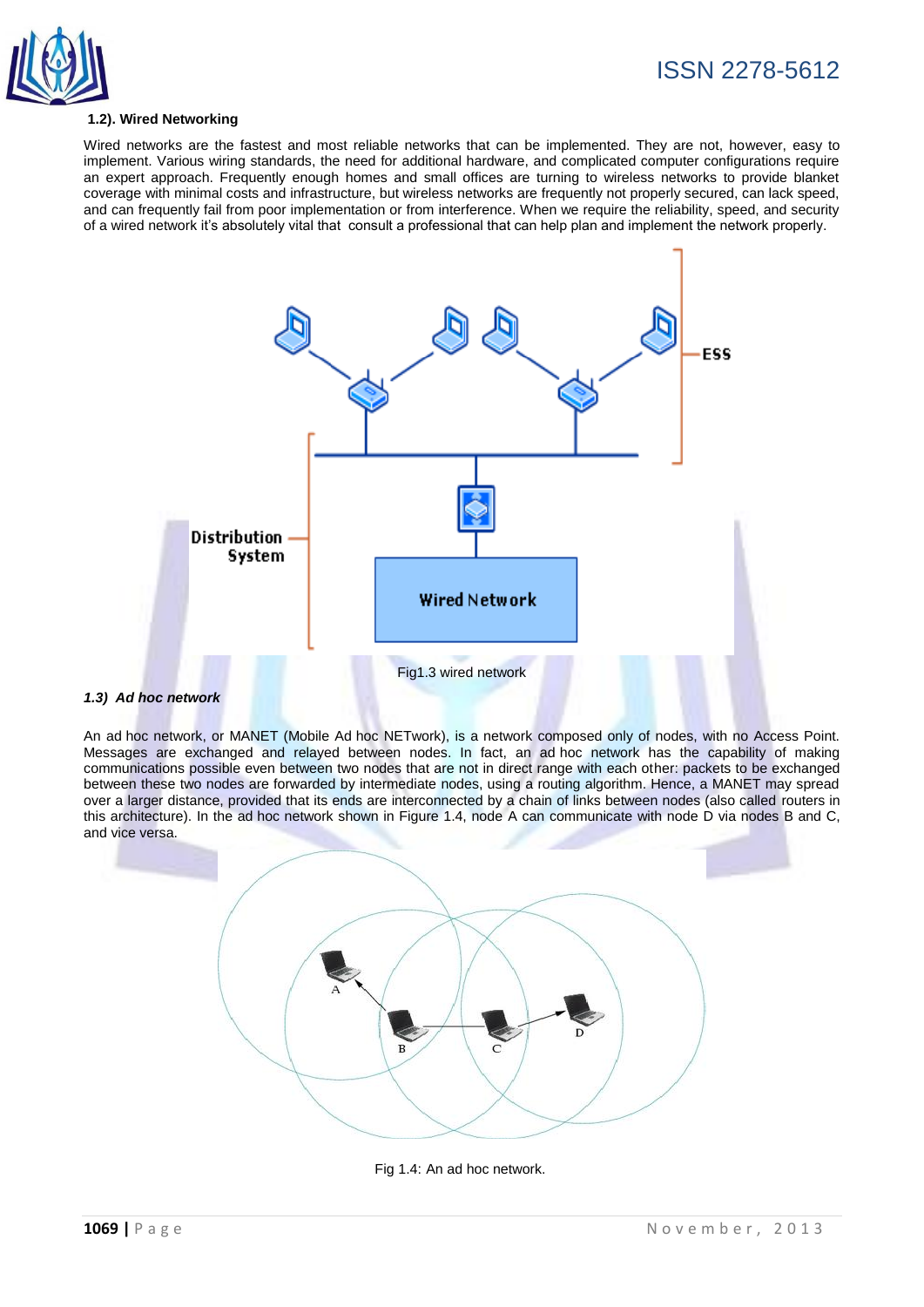### 1.2). Wired Networking

Wired networks are the fastest and most reliable networks that can be implemented. They are not, however, easy to implement. Various wiring standards, the need for additional hardware, and complicated computer configurations require an expert approach. Frequently enough homes and small offices are turning to wireless networks to provide blanket coverage with minimal costs and infrastructure, but wireless networks are frequently not properly secured, can lack speed, and can frequently fail from poor implementation or from interference. When we require the reliability, speed, and security of a wired network it's absolutely vital that consult a professional that can help plan and implement the network properly.

Fig1.3 wired network

### *1.3) Ad hoc network*

An ad hoc network, or MANET (Mobile Ad hoc NETwork), is a network composed only of nodes, with no Access Point. Messages are exchanged and relayed between nodes. In fact, an ad hoc network has the capability of making communications possible even between two nodes that are not in direct range with each other: packets to be exchanged between these two nodes are forwarded by intermediate nodes, using a routing algorithm. Hence, a MANET may spread over a larger distance, provided that its ends are interconnected by a chain of links between nodes (also called routers in this architecture). In the ad hoc network shown in Figure 1.4, node A can communicate with node D via nodes B and C, and vice versa.

Fig 1.4: An ad hoc network.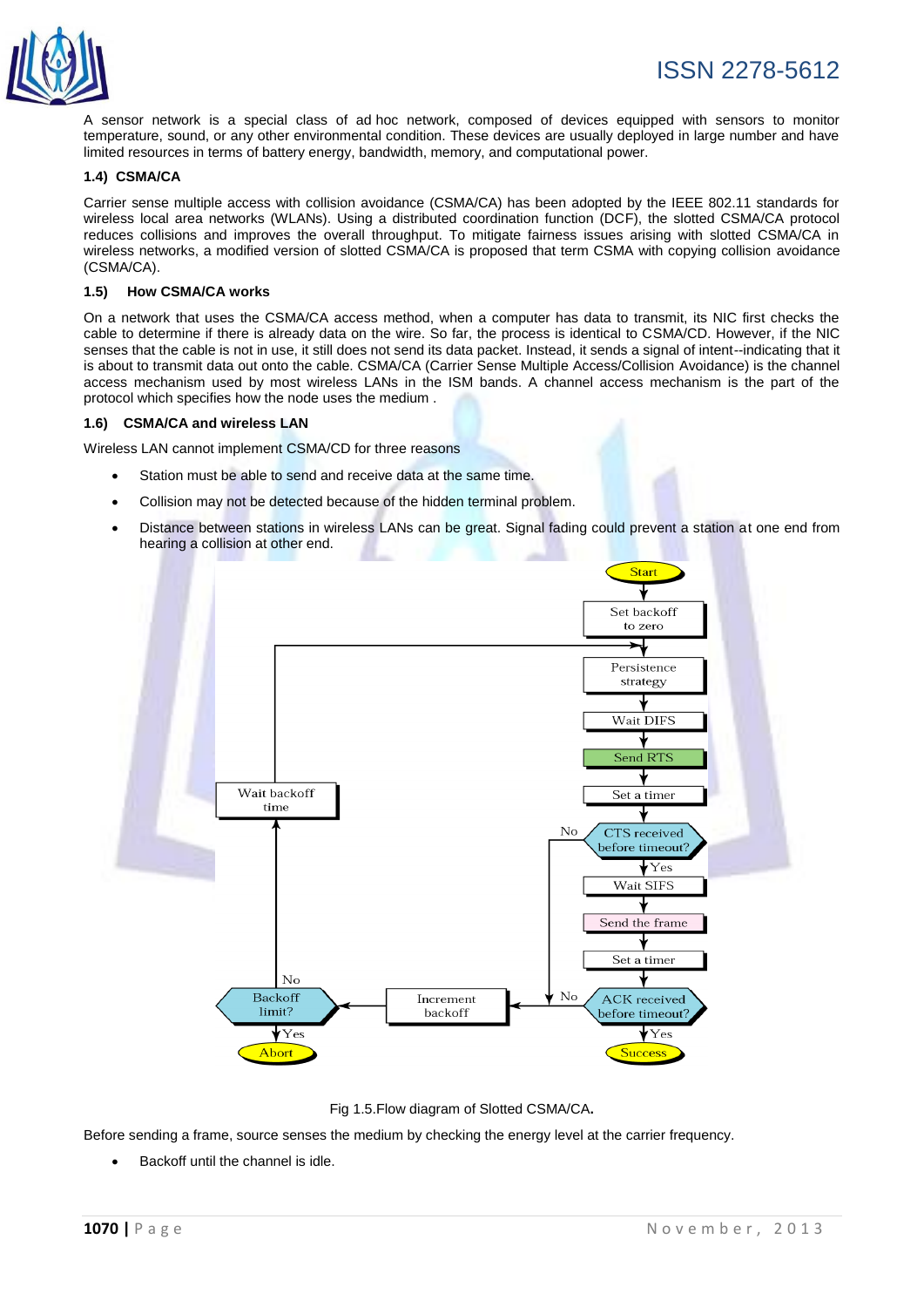A sensor network is a special class of ad hoc network, composed of devices equipped with sensors to monitor temperature, sound, or any other environmental condition. These devices are usually deployed in large number and have limited resources in terms of battery energy, bandwidth, memory, and computational power.

### 1.4) CSMA/CA

Carrier sense multiple access with collision avoidance (CSMA/CA) has been adopted by the IEEE 802.11 standards for wireless local area networks (WLANs). Using a distributed coordination function (DCF), the slotted CSMA/CA protocol reduces collisions and improves the overall throughput. To mitigate fairness issues arising with slotted CSMA/CA in wireless networks, a modified version of slotted CSMA/CA is proposed that term CSMA with copying collision avoidance (CSMA/CA).

### 1.5) How CSMA/CA works

On a network that uses the CSMA/CA access method, when a computer has data to transmit, its NIC first checks the cable to determine if there is already data on the wire. So far, the process is identical to CSMA/CD. However, if the NIC senses that the cable is not in use, it still does not send its data packet. Instead, it sends a signal of intent--indicating that it is about to transmit data out onto the cable. CSMA/CA (Carrier Sense Multiple Access/Collision Avoidance) is the channel access mechanism used by most wireless LANs in the ISM bands. A channel access mechanism is the part of the protocol which specifies how the node uses the medium .

### 1.6) CSMA/CA and wireless LAN

Wireless LAN cannot implement CSMA/CD for three reasons

- Station must be able to send and receive data at the same time.
- Collision may not be detected because of the hidden terminal problem.
- Distance between stations in wireless LANs can be great. Signal fading could prevent a station at one end from hearing a collision at other end.

Fig 1.5.Flow diagram of Slotted CSMA/CA.

Before sending a frame, source senses the medium by checking the energy level at the carrier frequency.

- Backoff until the channel is idle.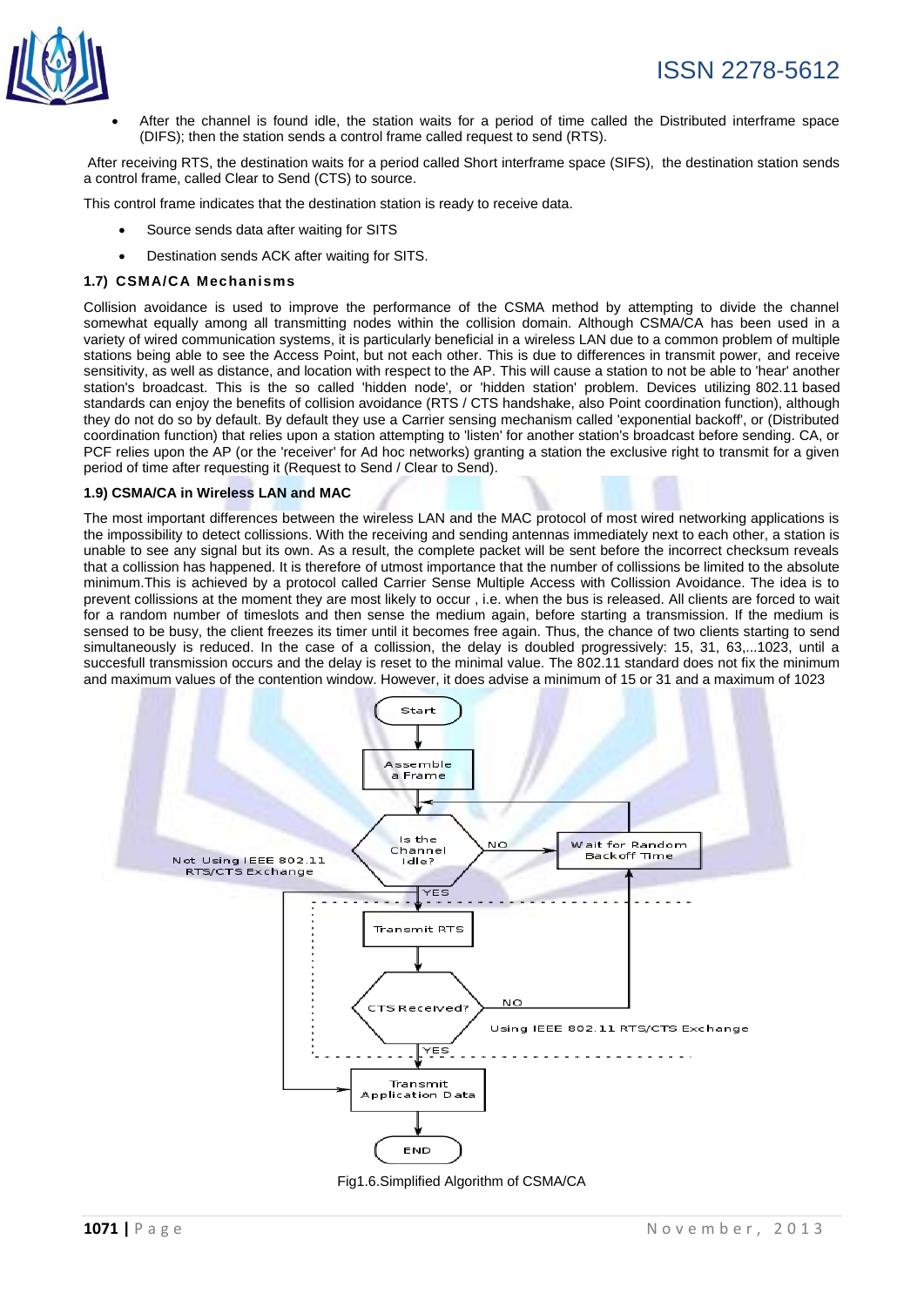- After the channel is found idle, the station waits for a period of time called the Distributed interframe space (DIFS); then the station sends a control frame called request to send (RTS).

After receiving RTS, the destination waits for a period called Short interframe space (SIFS), the destination station sends a control frame, called Clear to Send (CTS) to source.

This control frame indicates that the destination station is ready to receive data.

- Source sends data after waiting for SITS
- Destination sends ACK after waiting for SITS.

#### 1.7) CSMA/CA Mechanisms

Collision avoidance is used to improve the performance of the CSMA method by attempting to divide the channel somewhat equally among all transmitting nodes within the collision domain. Although CSMA/CA has been used in a variety of wired communication systems, it is particularly beneficial in a wireless LAN due to a common problem of multiple stations being able to see the Access Point, but not each other. This is due to differences in transmit power, and receive sensitivity, as well as distance, and location with respect to the AP. This will cause a station to not be able to 'hear' another station's broadcast. This is the so called 'hidden node', or 'hidden station' problem. Devices utilizing 802.11 based standards can enjoy the benefits of collision avoidance (RTS / CTS handshake, also Point coordination function), although they do not do so by default. By default they use a Carrier sensing mechanism called 'exponential backoff', or (Distributed coordination function) that relies upon a station attempting to 'listen' for another station's broadcast before sending. CA, or PCF relies upon the AP (or the 'receiver' for Ad hoc networks) granting a station the exclusive right to transmit for a given period of time after requesting it (Request to Send / Clear to Send).

#### 1.9) CSMA/CA in Wireless LAN and MAC

The most important differences between the wireless LAN and the MAC protocol of most wired networking applications is the impossibility to detect collissions. With the receiving and sending antennas immediately next to each other, a station is unable to see any signal but its own. As a result, the complete packet will be sent before the incorrect checksum reveals that a collision has happened. It is therefore of utmost importance that the number of collissions be limited to the absolute minimum.This is achieved by a protocol called Carrier Sense Multiple Access with Collision Avoidance. The idea is to prevent collissions at the moment they are most likely to occur , i.e. when the bus is released. All clients are forced to wait for a random number of timeslots and then sense the medium again, before starting a transmission. If the medium is sensed to be busy, the client freezes its timer until it becomes free again. Thus, the chance of two clients starting to send simultaneously is reduced. In the case of a collission, the delay is doubled progressively: 15, 31, 63,...1023, until a succesfull transmission occurs and the delay is reset to the minimal value. The 802.11 standard does not fix the minimum and maximum values of the contention window. However, it does advise a minimum of 15 or 31 and a maximum of 1023

Start → Assemble a Frame → Is the Channel Idle? (NO → Wait for Random Backoff Time; YES →) Transmit RTS → CTS Received? (NO → Wait for Random Backoff Time; YES →) Transmit Application Data → END

Not Using IEEE 802.11 RTS/CTS Exchange | Using IEEE 802.11 RTS/CTS Exchange

Fig1.6.Simplified Algorithm of CSMA/CA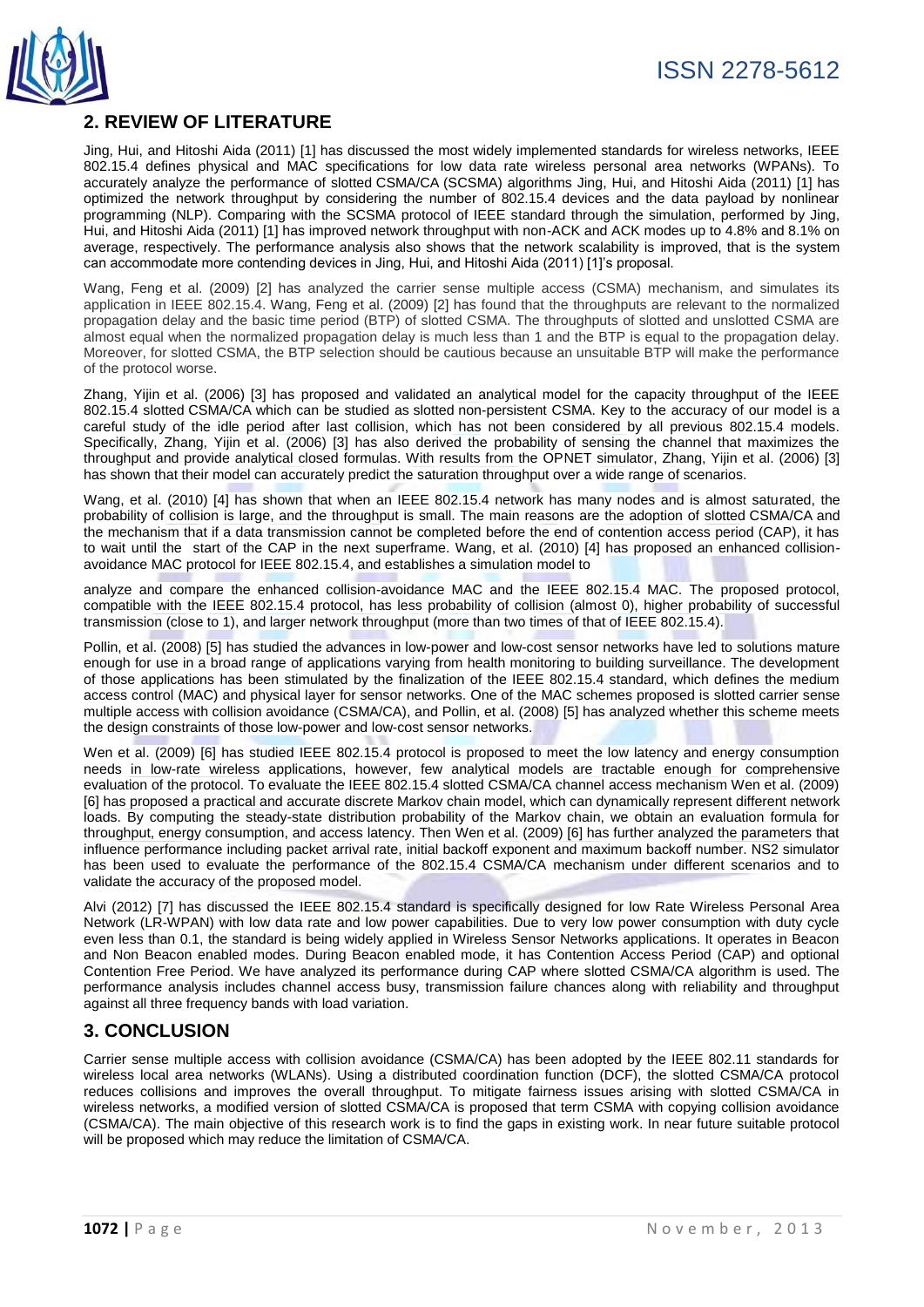## 2. REVIEW OF LITERATURE

Jing, Hui, and Hitoshi Aida (2011) [1] has discussed the most widely implemented standards for wireless networks, IEEE 802.15.4 defines physical and MAC specifications for low data rate wireless personal area networks (WPANs). To accurately analyze the performance of slotted CSMA/CA (SCSMA) algorithms Jing, Hui, and Hitoshi Aida (2011) [1] has optimized the network throughput by considering the number of 802.15.4 devices and the data payload by nonlinear programming (NLP). Comparing with the SCSMA protocol of IEEE standard through the simulation, performed by Jing, Hui, and Hitoshi Aida (2011) [1] has improved network throughput with non-ACK and ACK modes up to 4.8% and 8.1% on average, respectively. The performance analysis also shows that the network scalability is improved, that is the system can accommodate more contending devices in Jing, Hui, and Hitoshi Aida (2011) [1]'s proposal.

Wang, Feng et al. (2009) [2] has analyzed the carrier sense multiple access (CSMA) mechanism, and simulates its application in IEEE 802.15.4. Wang, Feng et al. (2009) [2] has found that the throughputs are relevant to the normalized propagation delay and the basic time period (BTP) of slotted CSMA. The throughputs of slotted and unslotted CSMA are almost equal when the normalized propagation delay is much less than 1 and the BTP is equal to the propagation delay. Moreover, for slotted CSMA, the BTP selection should be cautious because an unsuitable BTP will make the performance of the protocol worse.

Zhang, Yijin et al. (2006) [3] has proposed and validated an analytical model for the capacity throughput of the IEEE 802.15.4 slotted CSMA/CA which can be studied as slotted non-persistent CSMA. Key to the accuracy of our model is a careful study of the idle period after last collision, which has not been considered by all previous 802.15.4 models. Specifically, Zhang, Yijin et al. (2006) [3] has also derived the probability of sensing the channel that maximizes the throughput and provide analytical closed formulas. With results from the OPNET simulator, Zhang, Yijin et al. (2006) [3] has shown that their model can accurately predict the saturation throughput over a wide range of scenarios.

Wang, et al. (2010) [4] has shown that when an IEEE 802.15.4 network has many nodes and is almost saturated, the probability of collision is large, and the throughput is small. The main reasons are the adoption of slotted CSMA/CA and the mechanism that if a data transmission cannot be completed before the end of contention access period (CAP), it has to wait until the start of the CAP in the next superframe. Wang, et al. (2010) [4] has proposed an enhanced collision-avoidance MAC protocol for IEEE 802.15.4, and establishes a simulation model to

analyze and compare the enhanced collision-avoidance MAC and the IEEE 802.15.4 MAC. The proposed protocol, compatible with the IEEE 802.15.4 protocol, has less probability of collision (almost 0), higher probability of successful transmission (close to 1), and larger network throughput (more than two times of that of IEEE 802.15.4).

Pollin, et al. (2008) [5] has studied the advances in low-power and low-cost sensor networks have led to solutions mature enough for use in a broad range of applications varying from health monitoring to building surveillance. The development of those applications has been stimulated by the finalization of the IEEE 802.15.4 standard, which defines the medium access control (MAC) and physical layer for sensor networks. One of the MAC schemes proposed is slotted carrier sense multiple access with collision avoidance (CSMA/CA), and Pollin, et al. (2008) [5] has analyzed whether this scheme meets the design constraints of those low-power and low-cost sensor networks.

Wen et al. (2009) [6] has studied IEEE 802.15.4 protocol is proposed to meet the low latency and energy consumption needs in low-rate wireless applications, however, few analytical models are tractable enough for comprehensive evaluation of the protocol. To evaluate the IEEE 802.15.4 slotted CSMA/CA channel access mechanism Wen et al. (2009) [6] has proposed a practical and accurate discrete Markov chain model, which can dynamically represent different network loads. By computing the steady-state distribution probability of the Markov chain, we obtain an evaluation formula for throughput, energy consumption, and access latency. Then Wen et al. (2009) [6] has further analyzed the parameters that influence performance including packet arrival rate, initial backoff exponent and maximum backoff number. NS2 simulator has been used to evaluate the performance of the 802.15.4 CSMA/CA mechanism under different scenarios and to validate the accuracy of the proposed model.

Alvi (2012) [7] has discussed the IEEE 802.15.4 standard is specifically designed for low Rate Wireless Personal Area Network (LR-WPAN) with low data rate and low power capabilities. Due to very low power consumption with duty cycle even less than 0.1, the standard is being widely applied in Wireless Sensor Networks applications. It operates in Beacon and Non Beacon enabled modes. During Beacon enabled mode, it has Contention Access Period (CAP) and optional Contention Free Period. We have analyzed its performance during CAP where slotted CSMA/CA algorithm is used. The performance analysis includes channel access busy, transmission failure chances along with reliability and throughput against all three frequency bands with load variation.

## 3. CONCLUSION

Carrier sense multiple access with collision avoidance (CSMA/CA) has been adopted by the IEEE 802.11 standards for wireless local area networks (WLANs). Using a distributed coordination function (DCF), the slotted CSMA/CA protocol reduces collisions and improves the overall throughput. To mitigate fairness issues arising with slotted CSMA/CA in wireless networks, a modified version of slotted CSMA/CA is proposed that term CSMA with copying collision avoidance (CSMA/CA). The main objective of this research work is to find the gaps in existing work. In near future suitable protocol will be proposed which may reduce the limitation of CSMA/CA.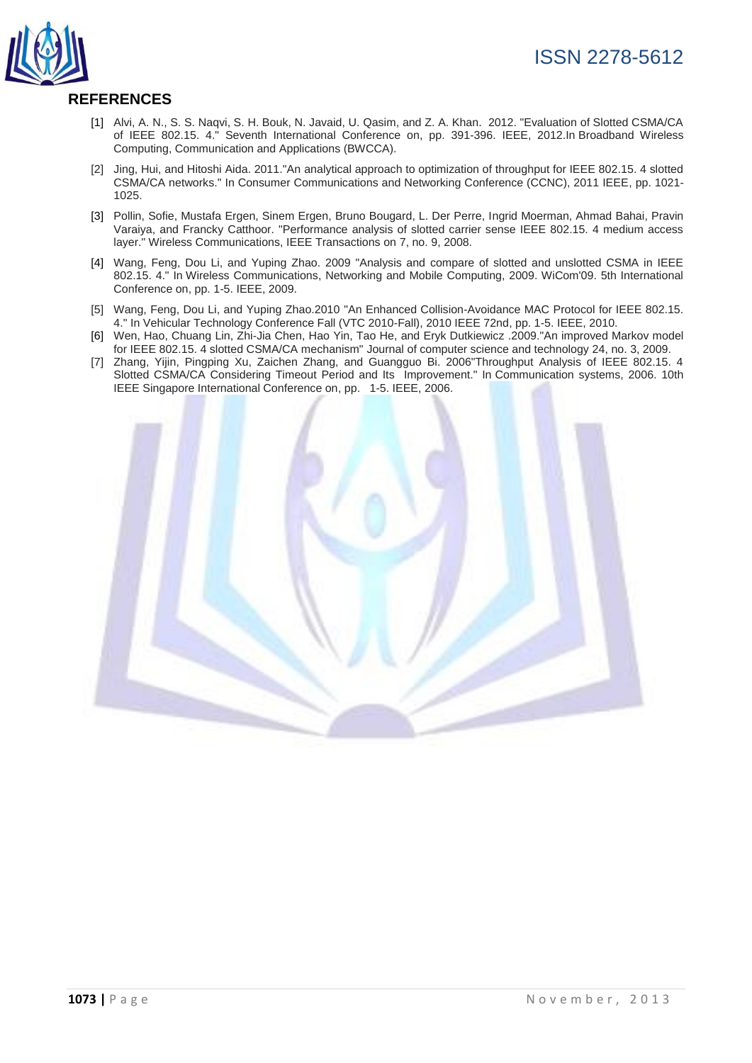## REFERENCES

[1] Alvi, A. N., S. S. Naqvi, S. H. Bouk, N. Javaid, U. Qasim, and Z. A. Khan. 2012. "Evaluation of Slotted CSMA/CA of IEEE 802.15. 4." Seventh International Conference on, pp. 391-396. IEEE, 2012.In Broadband Wireless Computing, Communication and Applications (BWCCA).

[2] Jing, Hui, and Hitoshi Aida. 2011."An analytical approach to optimization of throughput for IEEE 802.15. 4 slotted CSMA/CA networks." In Consumer Communications and Networking Conference (CCNC), 2011 IEEE, pp. 1021-1025.

[3] Pollin, Sofie, Mustafa Ergen, Sinem Ergen, Bruno Bougard, L. Der Perre, Ingrid Moerman, Ahmad Bahai, Pravin Varaiya, and Francky Catthoor. "Performance analysis of slotted carrier sense IEEE 802.15. 4 medium access layer." Wireless Communications, IEEE Transactions on 7, no. 9, 2008.

[4] Wang, Feng, Dou Li, and Yuping Zhao. 2009 "Analysis and compare of slotted and unslotted CSMA in IEEE 802.15. 4." In Wireless Communications, Networking and Mobile Computing, 2009. WiCom'09. 5th International Conference on, pp. 1-5. IEEE, 2009.

[5] Wang, Feng, Dou Li, and Yuping Zhao.2010 "An Enhanced Collision-Avoidance MAC Protocol for IEEE 802.15. 4." In Vehicular Technology Conference Fall (VTC 2010-Fall), 2010 IEEE 72nd, pp. 1-5. IEEE, 2010.

[6] Wen, Hao, Chuang Lin, Zhi-Jia Chen, Hao Yin, Tao He, and Eryk Dutkiewicz .2009."An improved Markov model for IEEE 802.15. 4 slotted CSMA/CA mechanism" Journal of computer science and technology 24, no. 3, 2009.

[7] Zhang, Yijin, Pingping Xu, Zaichen Zhang, and Guangguo Bi. 2006"Throughput Analysis of IEEE 802.15. 4 Slotted CSMA/CA Considering Timeout Period and Its Improvement." In Communication systems, 2006. 10th IEEE Singapore International Conference on, pp. 1-5. IEEE, 2006.